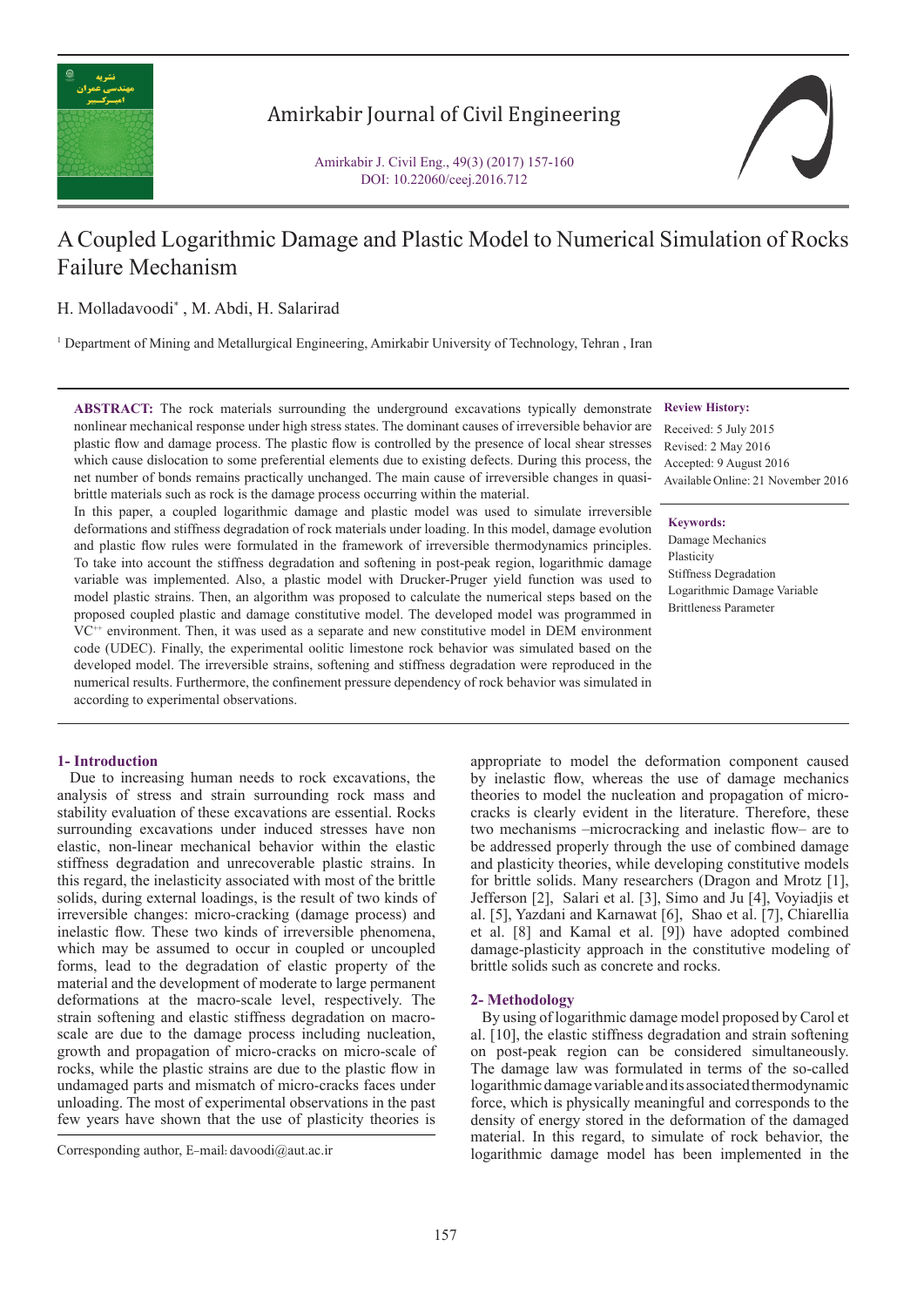# A Coupled Logarithmic Damage and Plastic Model to Numerical Simulation of Rocks Failure Mechanism

H. Molladavoodi*, M. Abdi, H. Salarirad

[1] Department of Mining and Metallurgical Engineering, Amirkabir University of Technology, Tehran, Iran

**ABSTRACT:** The rock materials surrounding the underground excavations typically demonstrate nonlinear mechanical response under high stress states. The dominant causes of irreversible behavior are plastic flow and damage process. The plastic flow is controlled by the presence of local shear stresses which cause dislocation to some preferential elements due to existing defects. During this process, the net number of bonds remains practically unchanged. The main cause of irreversible changes in quasi-brittle materials such as rock is the damage process occurring within the material.

In this paper, a coupled logarithmic damage and plastic model was used to simulate irreversible deformations and stiffness degradation of rock materials under loading. In this model, damage evolution and plastic flow rules were formulated in the framework of irreversible thermodynamics principles. To take into account the stiffness degradation and softening in post-peak region, logarithmic damage variable was implemented. Also, a plastic model with Drucker-Pruger yield function was used to model plastic strains. Then, an algorithm was proposed to calculate the numerical steps based on the proposed coupled plastic and damage constitutive model. The developed model was programmed in VC++ environment. Then, it was used as a separate and new constitutive model in DEM environment code (UDEC). Finally, the experimental oolitic limestone rock behavior was simulated based on the developed model. The irreversible strains, softening and stiffness degradation were reproduced in the numerical results. Furthermore, the confinement pressure dependency of rock behavior was simulated in according to experimental observations.

**Review History:**

Received: 5 July 2015
Revised: 2 May 2016
Accepted: 9 August 2016
Available Online: 21 November 2016

**Keywords:**

Damage Mechanics
Plasticity
Stiffness Degradation
Logarithmic Damage Variable
Brittleness Parameter

## 1- Introduction

Due to increasing human needs to rock excavations, the analysis of stress and strain surrounding rock mass and stability evaluation of these excavations are essential. Rocks surrounding excavations under induced stresses have non elastic, non-linear mechanical behavior within the elastic stiffness degradation and unrecoverable plastic strains. In this regard, the inelasticity associated with most of the brittle solids, during external loadings, is the result of two kinds of irreversible changes: micro-cracking (damage process) and inelastic flow. These two kinds of irreversible phenomena, which may be assumed to occur in coupled or uncoupled forms, lead to the degradation of elastic property of the material and the development of moderate to large permanent deformations at the macro-scale level, respectively. The strain softening and elastic stiffness degradation on macro-scale are due to the damage process including nucleation, growth and propagation of micro-cracks on micro-scale of rocks, while the plastic strains are due to the plastic flow in undamaged parts and mismatch of micro-cracks faces under unloading. The most of experimental observations in the past few years have shown that the use of plasticity theories is appropriate to model the deformation component caused by inelastic flow, whereas the use of damage mechanics theories to model the nucleation and propagation of micro-cracks is clearly evident in the literature. Therefore, these two mechanisms –microcracking and inelastic flow– are to be addressed properly through the use of combined damage and plasticity theories, while developing constitutive models for brittle solids. Many researchers (Dragon and Mrotz [1], Jefferson [2], Salari et al. [3], Simo and Ju [4], Voyiadjis et al. [5], Yazdani and Karnawat [6], Shao et al. [7], Chiarellia et al. [8] and Kamal et al. [9]) have adopted combined damage-plasticity approach in the constitutive modeling of brittle solids such as concrete and rocks.

## 2- Methodology

By using of logarithmic damage model proposed by Carol et al. [10], the elastic stiffness degradation and strain softening on post-peak region can be considered simultaneously. The damage law was formulated in terms of the so-called logarithmic damage variable and its associated thermodynamic force, which is physically meaningful and corresponds to the density of energy stored in the deformation of the damaged material. In this regard, to simulate of rock behavior, the logarithmic damage model has been implemented in the

Corresponding author, E-mail: davoodi@aut.ac.ir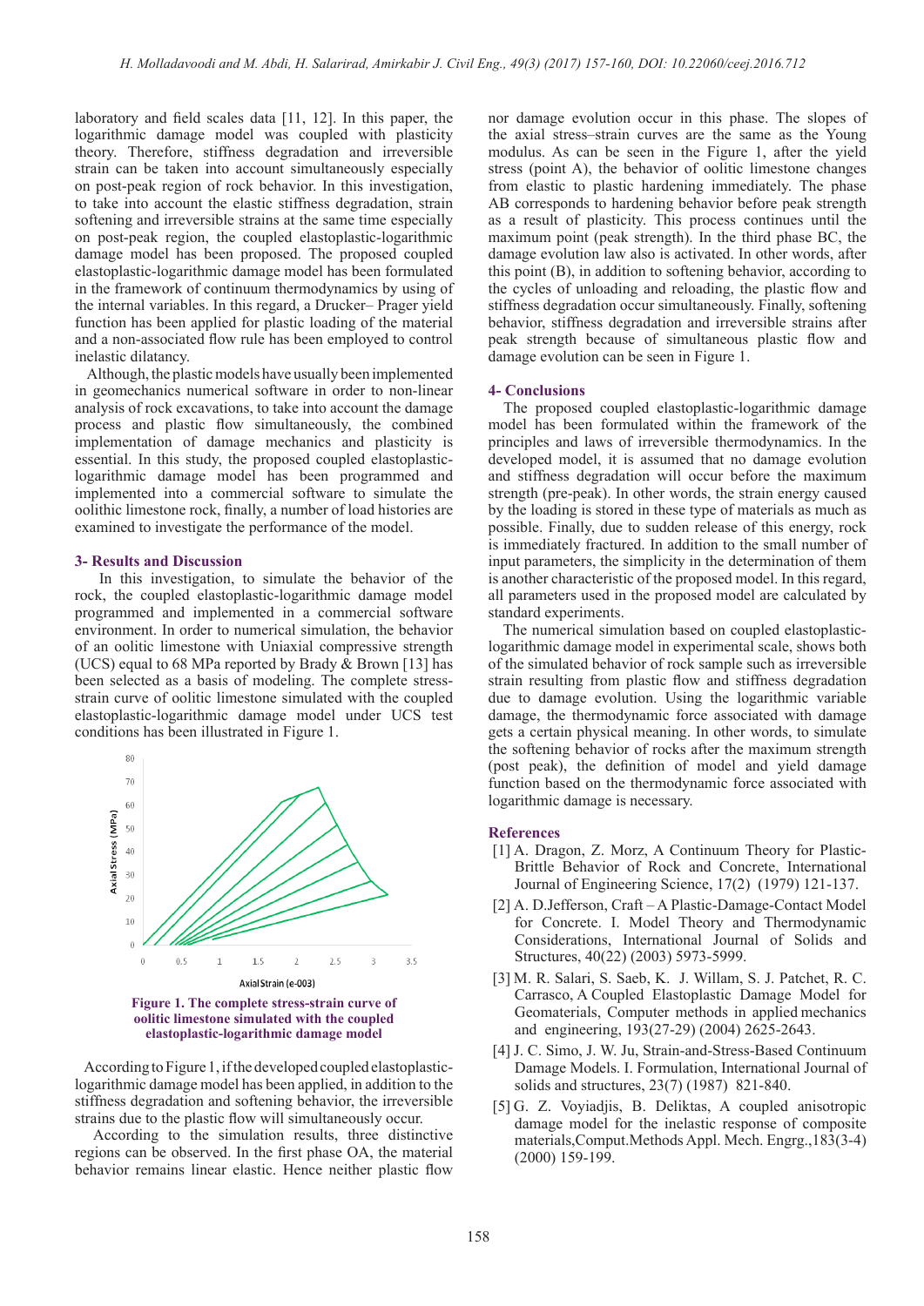laboratory and field scales data [11, 12]. In this paper, the logarithmic damage model was coupled with plasticity theory. Therefore, stiffness degradation and irreversible strain can be taken into account simultaneously especially on post-peak region of rock behavior. In this investigation, to take into account the elastic stiffness degradation, strain softening and irreversible strains at the same time especially on post-peak region, the coupled elastoplastic-logarithmic damage model has been proposed. The proposed coupled elastoplastic-logarithmic damage model has been formulated in the framework of continuum thermodynamics by using of the internal variables. In this regard, a Drucker– Prager yield function has been applied for plastic loading of the material and a non-associated flow rule has been employed to control inelastic dilatancy.

Although, the plastic models have usually been implemented in geomechanics numerical software in order to non-linear analysis of rock excavations, to take into account the damage process and plastic flow simultaneously, the combined implementation of damage mechanics and plasticity is essential. In this study, the proposed coupled elastoplastic-logarithmic damage model has been programmed and implemented into a commercial software to simulate the oolithic limestone rock, finally, a number of load histories are examined to investigate the performance of the model.

## 3- Results and Discussion

In this investigation, to simulate the behavior of the rock, the coupled elastoplastic-logarithmic damage model programmed and implemented in a commercial software environment. In order to numerical simulation, the behavior of an oolitic limestone with Uniaxial compressive strength (UCS) equal to 68 MPa reported by Brady & Brown [13] has been selected as a basis of modeling. The complete stress-strain curve of oolitic limestone simulated with the coupled elastoplastic-logarithmic damage model under UCS test conditions has been illustrated in Figure 1.

**Figure 1. The complete stress-strain curve of oolitic limestone simulated with the coupled elastoplastic-logarithmic damage model**

According to Figure 1, if the developed coupled elastoplastic-logarithmic damage model has been applied, in addition to the stiffness degradation and softening behavior, the irreversible strains due to the plastic flow will simultaneously occur.

According to the simulation results, three distinctive regions can be observed. In the first phase OA, the material behavior remains linear elastic. Hence neither plastic flow nor damage evolution occur in this phase. The slopes of the axial stress–strain curves are the same as the Young modulus. As can be seen in the Figure 1, after the yield stress (point A), the behavior of oolitic limestone changes from elastic to plastic hardening immediately. The phase AB corresponds to hardening behavior before peak strength as a result of plasticity. This process continues until the maximum point (peak strength). In the third phase BC, the damage evolution law also is activated. In other words, after this point (B), in addition to softening behavior, according to the cycles of unloading and reloading, the plastic flow and stiffness degradation occur simultaneously. Finally, softening behavior, stiffness degradation and irreversible strains after peak strength because of simultaneous plastic flow and damage evolution can be seen in Figure 1.

## 4- Conclusions

The proposed coupled elastoplastic-logarithmic damage model has been formulated within the framework of the principles and laws of irreversible thermodynamics. In the developed model, it is assumed that no damage evolution and stiffness degradation will occur before the maximum strength (pre-peak). In other words, the strain energy caused by the loading is stored in these type of materials as much as possible. Finally, due to sudden release of this energy, rock is immediately fractured. In addition to the small number of input parameters, the simplicity in the determination of them is another characteristic of the proposed model. In this regard, all parameters used in the proposed model are calculated by standard experiments.

The numerical simulation based on coupled elastoplastic-logarithmic damage model in experimental scale, shows both of the simulated behavior of rock sample such as irreversible strain resulting from plastic flow and stiffness degradation due to damage evolution. Using the logarithmic variable damage, the thermodynamic force associated with damage gets a certain physical meaning. In other words, to simulate the softening behavior of rocks after the maximum strength (post peak), the definition of model and yield damage function based on the thermodynamic force associated with logarithmic damage is necessary.

## References

[1] A. Dragon, Z. Morz, A Continuum Theory for Plastic-Brittle Behavior of Rock and Concrete, International Journal of Engineering Science, 17(2) (1979) 121-137.

[2] A. D.Jefferson, Craft – A Plastic-Damage-Contact Model for Concrete. I. Model Theory and Thermodynamic Considerations, International Journal of Solids and Structures, 40(22) (2003) 5973-5999.

[3] M. R. Salari, S. Saeb, K. J. Willam, S. J. Patchet, R. C. Carrasco, A Coupled Elastoplastic Damage Model for Geomaterials, Computer methods in applied mechanics and engineering, 193(27-29) (2004) 2625-2643.

[4] J. C. Simo, J. W. Ju, Strain-and-Stress-Based Continuum Damage Models. I. Formulation, International Journal of solids and structures, 23(7) (1987) 821-840.

[5] G. Z. Voyiadjis, B. Deliktas, A coupled anisotropic damage model for the inelastic response of composite materials,Comput.Methods Appl. Mech. Engrg.,183(3-4) (2000) 159-199.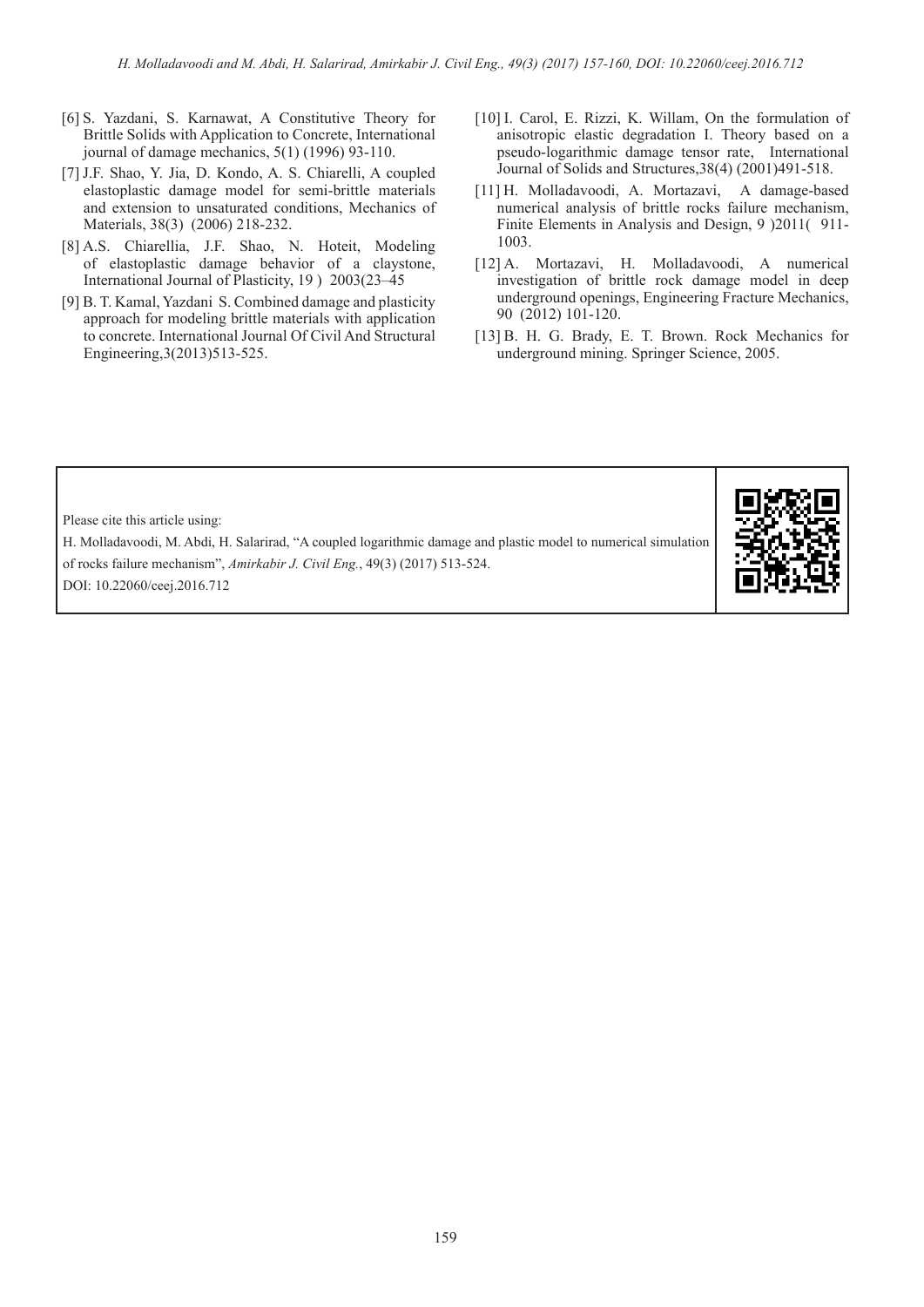[6] S. Yazdani, S. Karnawat, A Constitutive Theory for Brittle Solids with Application to Concrete, International journal of damage mechanics, 5(1) (1996) 93-110.

[7] J.F. Shao, Y. Jia, D. Kondo, A. S. Chiarelli, A coupled elastoplastic damage model for semi-brittle materials and extension to unsaturated conditions, Mechanics of Materials, 38(3) (2006) 218-232.

[8] A.S. Chiarellia, J.F. Shao, N. Hoteit, Modeling of elastoplastic damage behavior of a claystone, International Journal of Plasticity, 19 ) 2003(23–45

[9] B. T. Kamal, Yazdani S. Combined damage and plasticity approach for modeling brittle materials with application to concrete. International Journal Of Civil And Structural Engineering,3(2013)513-525.

[10] I. Carol, E. Rizzi, K. Willam, On the formulation of anisotropic elastic degradation I. Theory based on a pseudo-logarithmic damage tensor rate, International Journal of Solids and Structures,38(4) (2001)491-518.

[11] H. Molladavoodi, A. Mortazavi, A damage-based numerical analysis of brittle rocks failure mechanism, Finite Elements in Analysis and Design, 9 )2011( 911-1003.

[12] A. Mortazavi, H. Molladavoodi, A numerical investigation of brittle rock damage model in deep underground openings, Engineering Fracture Mechanics, 90 (2012) 101-120.

[13] B. H. G. Brady, E. T. Brown. Rock Mechanics for underground mining. Springer Science, 2005.

Please cite this article using:

H. Molladavoodi, M. Abdi, H. Salarirad, “A coupled logarithmic damage and plastic model to numerical simulation of rocks failure mechanism”, *Amirkabir J. Civil Eng.*, 49(3) (2017) 513-524.

DOI: 10.22060/ceej.2016.712